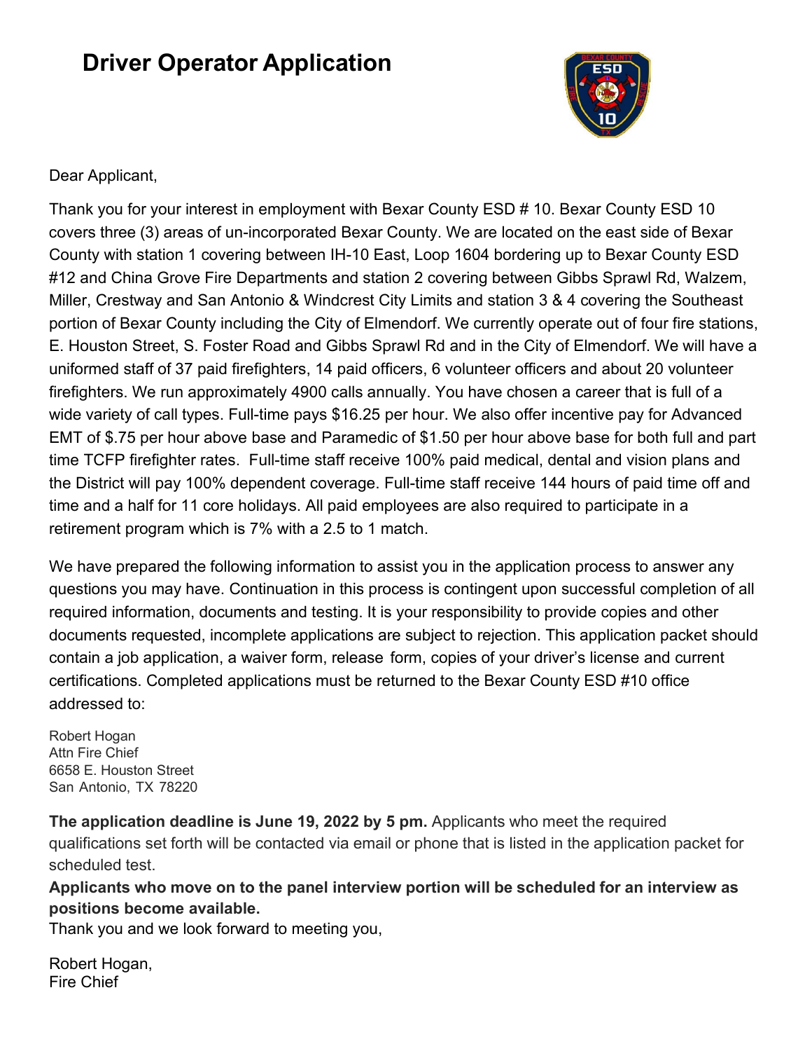# Driver Operator Application

Dear Applicant,

Thank you for your interest in employment with Bexar County ESD # 10. Bexar County ESD 10 covers three (3) areas of un-incorporated Bexar County. We are located on the east side of Bexar County with station 1 covering between IH-10 East, Loop 1604 bordering up to Bexar County ESD #12 and China Grove Fire Departments and station 2 covering between Gibbs Sprawl Rd, Walzem, Miller, Crestway and San Antonio & Windcrest City Limits and station 3 & 4 covering the Southeast portion of Bexar County including the City of Elmendorf. We currently operate out of four fire stations, E. Houston Street, S. Foster Road and Gibbs Sprawl Rd and in the City of Elmendorf. We will have a uniformed staff of 37 paid firefighters, 14 paid officers, 6 volunteer officers and about 20 volunteer firefighters. We run approximately 4900 calls annually. You have chosen a career that is full of a wide variety of call types. Full-time pays $16.25 per hour. We also offer incentive pay for Advanced EMT of $.75 per hour above base and Paramedic of $1.50 per hour above base for both full and part time TCFP firefighter rates. Full-time staff receive 100% paid medical, dental and vision plans and the District will pay 100% dependent coverage. Full-time staff receive 144 hours of paid time off and time and a half for 11 core holidays. All paid employees are also required to participate in a retirement program which is 7% with a 2.5 to 1 match.

We have prepared the following information to assist you in the application process to answer any questions you may have. Continuation in this process is contingent upon successful completion of all required information, documents and testing. It is your responsibility to provide copies and other documents requested, incomplete applications are subject to rejection. This application packet should contain a job application, a waiver form, release form, copies of your driver's license and current certifications. Completed applications must be returned to the Bexar County ESD #10 office addressed to:

Robert Hogan
Attn Fire Chief
6658 E. Houston Street
San Antonio, TX 78220

**The application deadline is June 19, 2022 by 5 pm.** Applicants who meet the required qualifications set forth will be contacted via email or phone that is listed in the application packet for scheduled test.

**Applicants who move on to the panel interview portion will be scheduled for an interview as positions become available.**

Thank you and we look forward to meeting you,

Robert Hogan,
Fire Chief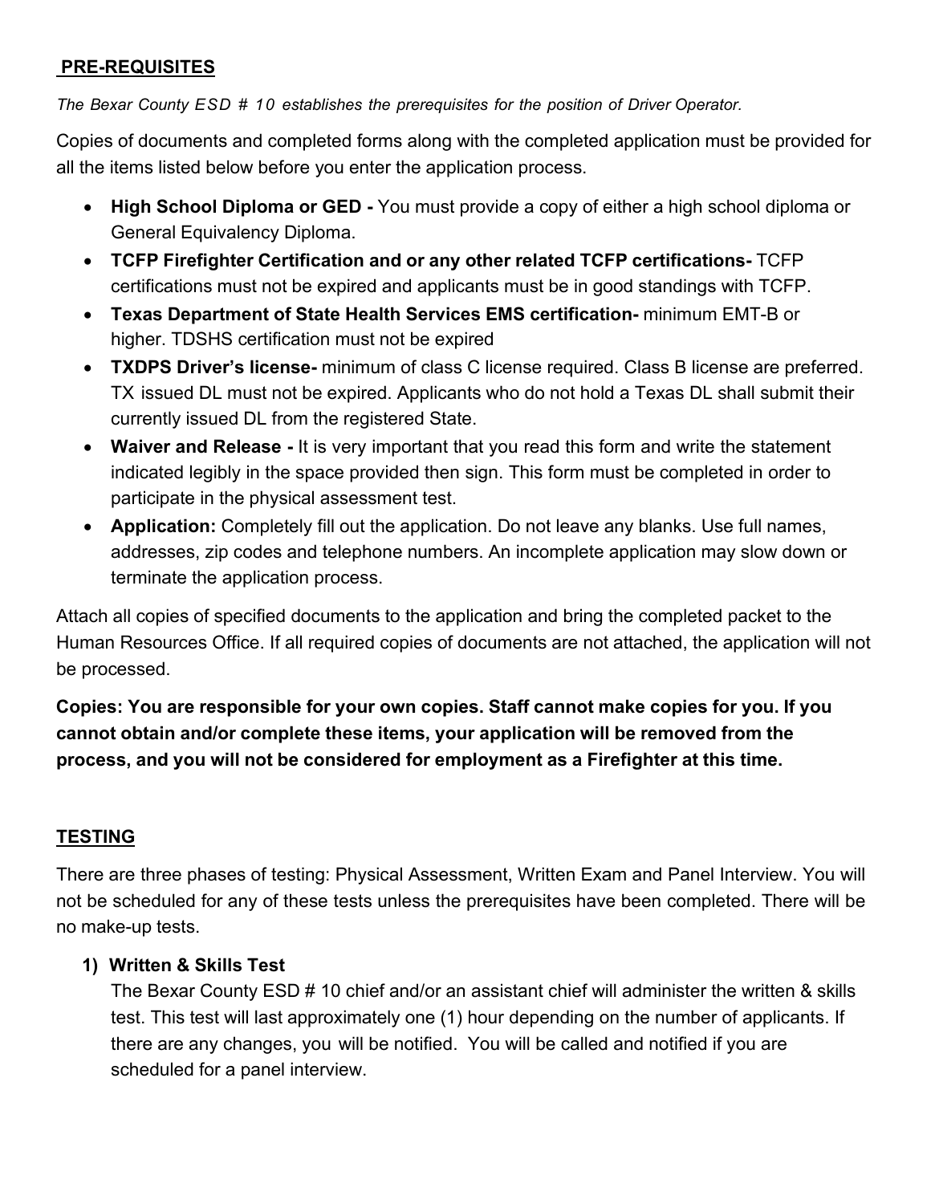## PRE-REQUISITES

*The Bexar County ESD # 10 establishes the prerequisites for the position of Driver Operator.*

Copies of documents and completed forms along with the completed application must be provided for all the items listed below before you enter the application process.

- **High School Diploma or GED -** You must provide a copy of either a high school diploma or General Equivalency Diploma.
- **TCFP Firefighter Certification and or any other related TCFP certifications-** TCFP certifications must not be expired and applicants must be in good standings with TCFP.
- **Texas Department of State Health Services EMS certification-** minimum EMT-B or higher. TDSHS certification must not be expired
- **TXDPS Driver's license-** minimum of class C license required. Class B license are preferred. TX issued DL must not be expired. Applicants who do not hold a Texas DL shall submit their currently issued DL from the registered State.
- **Waiver and Release -** It is very important that you read this form and write the statement indicated legibly in the space provided then sign. This form must be completed in order to participate in the physical assessment test.
- **Application:** Completely fill out the application. Do not leave any blanks. Use full names, addresses, zip codes and telephone numbers. An incomplete application may slow down or terminate the application process.

Attach all copies of specified documents to the application and bring the completed packet to the Human Resources Office. If all required copies of documents are not attached, the application will not be processed.

**Copies: You are responsible for your own copies. Staff cannot make copies for you. If you cannot obtain and/or complete these items, your application will be removed from the process, and you will not be considered for employment as a Firefighter at this time.**

## TESTING

There are three phases of testing: Physical Assessment, Written Exam and Panel Interview. You will not be scheduled for any of these tests unless the prerequisites have been completed. There will be no make-up tests.

1) **Written & Skills Test**
   The Bexar County ESD # 10 chief and/or an assistant chief will administer the written & skills test. This test will last approximately one (1) hour depending on the number of applicants. If there are any changes, you will be notified. You will be called and notified if you are scheduled for a panel interview.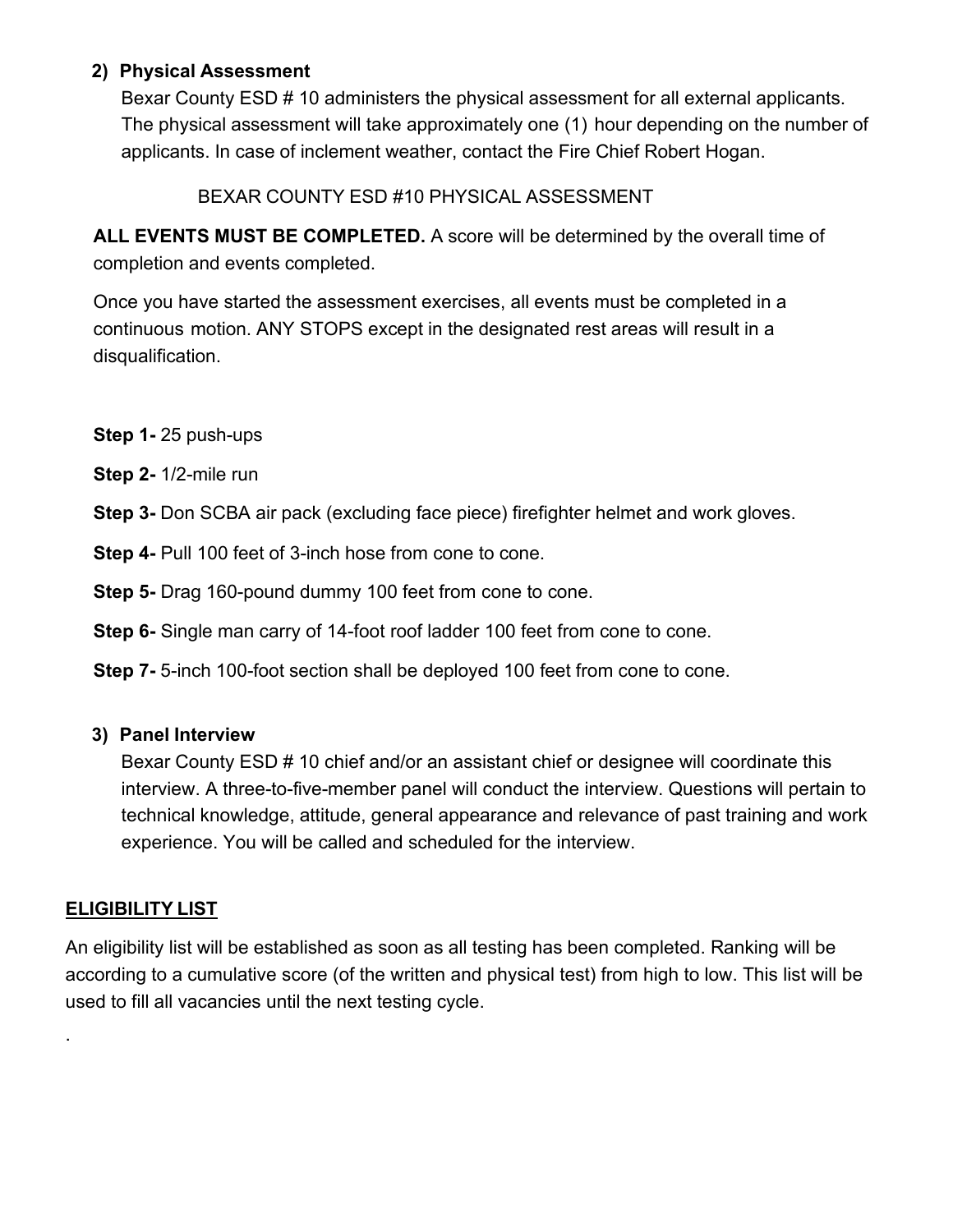### 2) Physical Assessment

Bexar County ESD # 10 administers the physical assessment for all external applicants. The physical assessment will take approximately one (1) hour depending on the number of applicants. In case of inclement weather, contact the Fire Chief Robert Hogan.

BEXAR COUNTY ESD #10 PHYSICAL ASSESSMENT

**ALL EVENTS MUST BE COMPLETED.** A score will be determined by the overall time of completion and events completed.

Once you have started the assessment exercises, all events must be completed in a continuous motion. ANY STOPS except in the designated rest areas will result in a disqualification.

**Step 1-** 25 push-ups

**Step 2-** 1/2-mile run

**Step 3-** Don SCBA air pack (excluding face piece) firefighter helmet and work gloves.

**Step 4-** Pull 100 feet of 3-inch hose from cone to cone.

**Step 5-** Drag 160-pound dummy 100 feet from cone to cone.

**Step 6-** Single man carry of 14-foot roof ladder 100 feet from cone to cone.

**Step 7-** 5-inch 100-foot section shall be deployed 100 feet from cone to cone.

### 3) Panel Interview

Bexar County ESD # 10 chief and/or an assistant chief or designee will coordinate this interview. A three-to-five-member panel will conduct the interview. Questions will pertain to technical knowledge, attitude, general appearance and relevance of past training and work experience. You will be called and scheduled for the interview.

## ELIGIBILITY LIST

An eligibility list will be established as soon as all testing has been completed. Ranking will be according to a cumulative score (of the written and physical test) from high to low. This list will be used to fill all vacancies until the next testing cycle.

.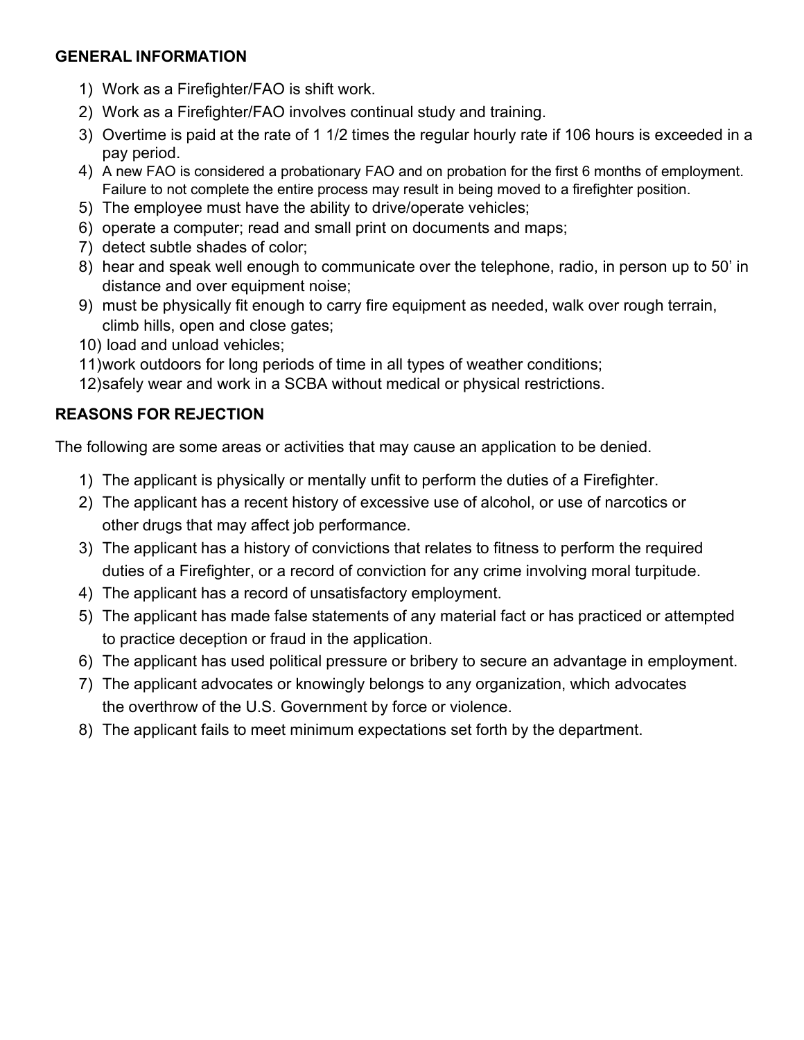**GENERAL INFORMATION**

1) Work as a Firefighter/FAO is shift work.
2) Work as a Firefighter/FAO involves continual study and training.
3) Overtime is paid at the rate of 1 1/2 times the regular hourly rate if 106 hours is exceeded in a pay period.
4) A new FAO is considered a probationary FAO and on probation for the first 6 months of employment. Failure to not complete the entire process may result in being moved to a firefighter position.
5) The employee must have the ability to drive/operate vehicles;
6) operate a computer; read and small print on documents and maps;
7) detect subtle shades of color;
8) hear and speak well enough to communicate over the telephone, radio, in person up to 50' in distance and over equipment noise;
9) must be physically fit enough to carry fire equipment as needed, walk over rough terrain, climb hills, open and close gates;
10) load and unload vehicles;
11) work outdoors for long periods of time in all types of weather conditions;
12) safely wear and work in a SCBA without medical or physical restrictions.

**REASONS FOR REJECTION**

The following are some areas or activities that may cause an application to be denied.

1) The applicant is physically or mentally unfit to perform the duties of a Firefighter.
2) The applicant has a recent history of excessive use of alcohol, or use of narcotics or other drugs that may affect job performance.
3) The applicant has a history of convictions that relates to fitness to perform the required duties of a Firefighter, or a record of conviction for any crime involving moral turpitude.
4) The applicant has a record of unsatisfactory employment.
5) The applicant has made false statements of any material fact or has practiced or attempted to practice deception or fraud in the application.
6) The applicant has used political pressure or bribery to secure an advantage in employment.
7) The applicant advocates or knowingly belongs to any organization, which advocates the overthrow of the U.S. Government by force or violence.
8) The applicant fails to meet minimum expectations set forth by the department.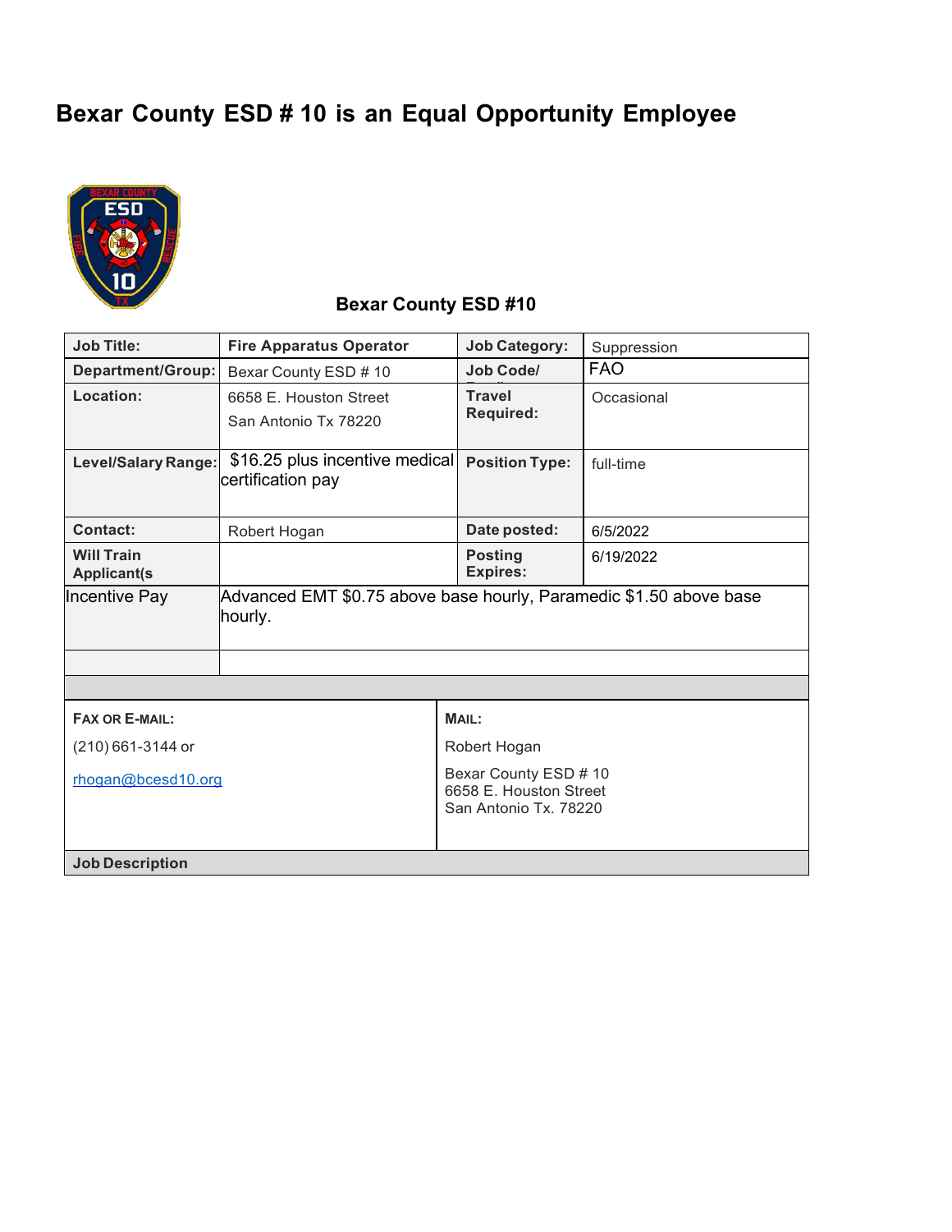# Bexar County ESD # 10 is an Equal Opportunity Employee

## Bexar County ESD #10

| **Job Title:** | **Fire Apparatus Operator** | **Job Category:** | Suppression |
|---|---|---|---|
| **Department/Group:** | Bexar County ESD # 10 | **Job Code/** | FAO |
| **Location:** | 6658 E. Houston Street<br>San Antonio Tx 78220 | **Travel Required:** | Occasional |
| **Level/Salary Range:** | $16.25 plus incentive medical certification pay | **Position Type:** | full-time |
| **Contact:** | Robert Hogan | **Date posted:** | 6/5/2022 |
| **Will Train Applicant(s** | | **Posting Expires:** | 6/19/2022 |
| Incentive Pay | Advanced EMT $0.75 above base hourly, Paramedic $1.50 above base hourly. | | |
| | | | |

| **FAX OR E-MAIL:** | **MAIL:** |
|---|---|
| (210) 661-3144 or<br>rhogan@bcesd10.org | Robert Hogan<br>Bexar County ESD # 10<br>6658 E. Houston Street<br>San Antonio Tx. 78220 |

**Job Description**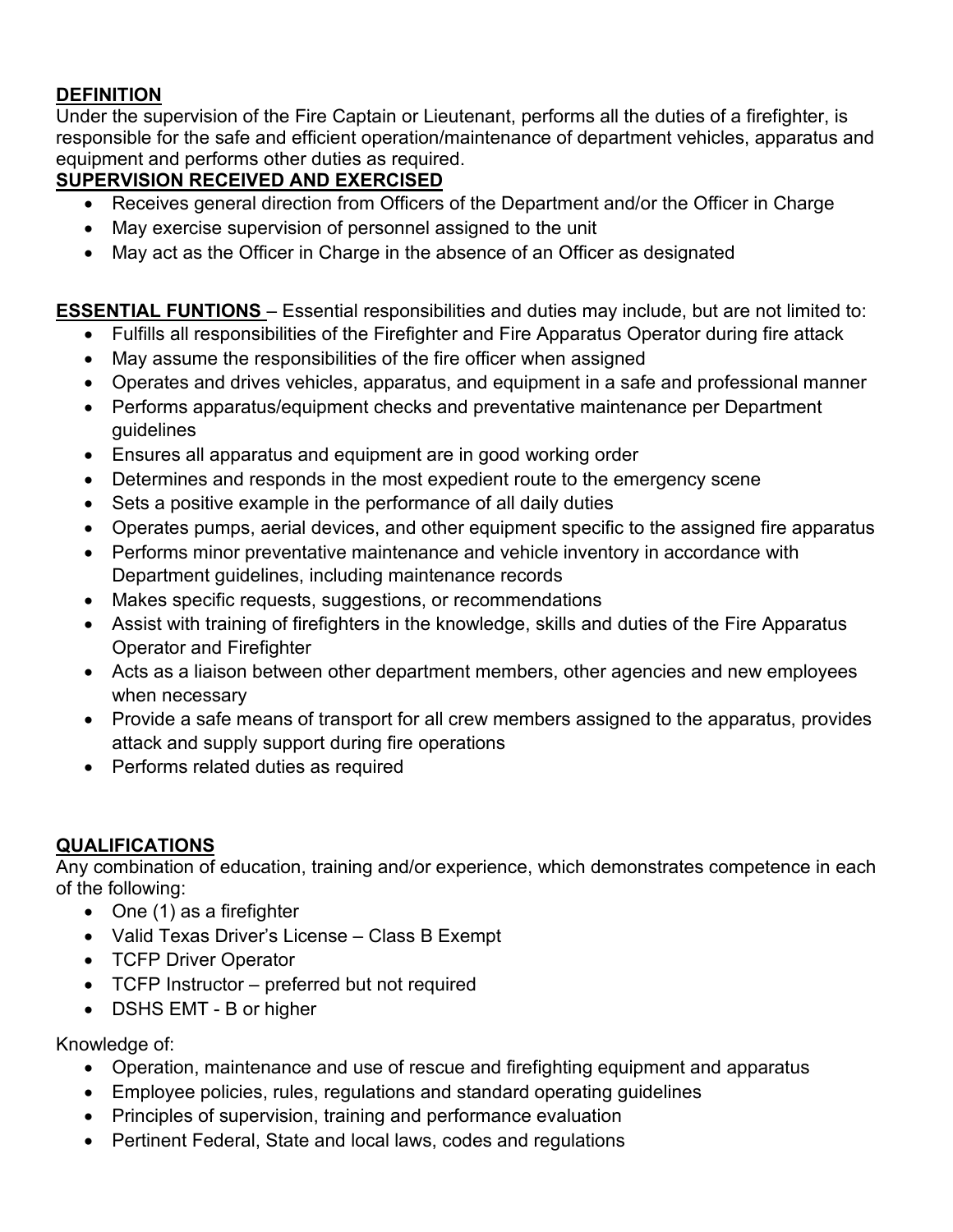## DEFINITION

Under the supervision of the Fire Captain or Lieutenant, performs all the duties of a firefighter, is responsible for the safe and efficient operation/maintenance of department vehicles, apparatus and equipment and performs other duties as required.

## SUPERVISION RECEIVED AND EXERCISED

- Receives general direction from Officers of the Department and/or the Officer in Charge
- May exercise supervision of personnel assigned to the unit
- May act as the Officer in Charge in the absence of an Officer as designated

**ESSENTIAL FUNTIONS** – Essential responsibilities and duties may include, but are not limited to:

- Fulfills all responsibilities of the Firefighter and Fire Apparatus Operator during fire attack
- May assume the responsibilities of the fire officer when assigned
- Operates and drives vehicles, apparatus, and equipment in a safe and professional manner
- Performs apparatus/equipment checks and preventative maintenance per Department guidelines
- Ensures all apparatus and equipment are in good working order
- Determines and responds in the most expedient route to the emergency scene
- Sets a positive example in the performance of all daily duties
- Operates pumps, aerial devices, and other equipment specific to the assigned fire apparatus
- Performs minor preventative maintenance and vehicle inventory in accordance with Department guidelines, including maintenance records
- Makes specific requests, suggestions, or recommendations
- Assist with training of firefighters in the knowledge, skills and duties of the Fire Apparatus Operator and Firefighter
- Acts as a liaison between other department members, other agencies and new employees when necessary
- Provide a safe means of transport for all crew members assigned to the apparatus, provides attack and supply support during fire operations
- Performs related duties as required

## QUALIFICATIONS

Any combination of education, training and/or experience, which demonstrates competence in each of the following:

- One (1) as a firefighter
- Valid Texas Driver's License – Class B Exempt
- TCFP Driver Operator
- TCFP Instructor – preferred but not required
- DSHS EMT - B or higher

Knowledge of:

- Operation, maintenance and use of rescue and firefighting equipment and apparatus
- Employee policies, rules, regulations and standard operating guidelines
- Principles of supervision, training and performance evaluation
- Pertinent Federal, State and local laws, codes and regulations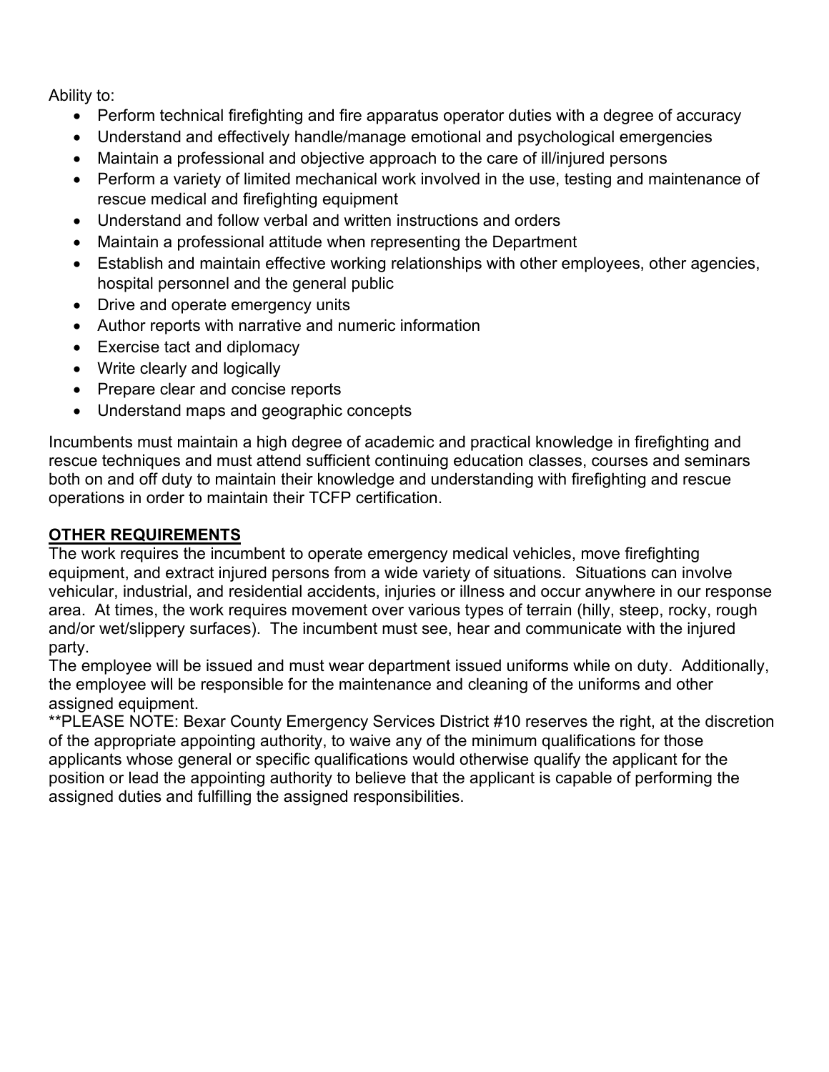Ability to:

- Perform technical firefighting and fire apparatus operator duties with a degree of accuracy
- Understand and effectively handle/manage emotional and psychological emergencies
- Maintain a professional and objective approach to the care of ill/injured persons
- Perform a variety of limited mechanical work involved in the use, testing and maintenance of rescue medical and firefighting equipment
- Understand and follow verbal and written instructions and orders
- Maintain a professional attitude when representing the Department
- Establish and maintain effective working relationships with other employees, other agencies, hospital personnel and the general public
- Drive and operate emergency units
- Author reports with narrative and numeric information
- Exercise tact and diplomacy
- Write clearly and logically
- Prepare clear and concise reports
- Understand maps and geographic concepts

Incumbents must maintain a high degree of academic and practical knowledge in firefighting and rescue techniques and must attend sufficient continuing education classes, courses and seminars both on and off duty to maintain their knowledge and understanding with firefighting and rescue operations in order to maintain their TCFP certification.

## OTHER REQUIREMENTS

The work requires the incumbent to operate emergency medical vehicles, move firefighting equipment, and extract injured persons from a wide variety of situations. Situations can involve vehicular, industrial, and residential accidents, injuries or illness and occur anywhere in our response area. At times, the work requires movement over various types of terrain (hilly, steep, rocky, rough and/or wet/slippery surfaces). The incumbent must see, hear and communicate with the injured party.

The employee will be issued and must wear department issued uniforms while on duty. Additionally, the employee will be responsible for the maintenance and cleaning of the uniforms and other assigned equipment.

**PLEASE NOTE: Bexar County Emergency Services District #10 reserves the right, at the discretion of the appropriate appointing authority, to waive any of the minimum qualifications for those applicants whose general or specific qualifications would otherwise qualify the applicant for the position or lead the appointing authority to believe that the applicant is capable of performing the assigned duties and fulfilling the assigned responsibilities.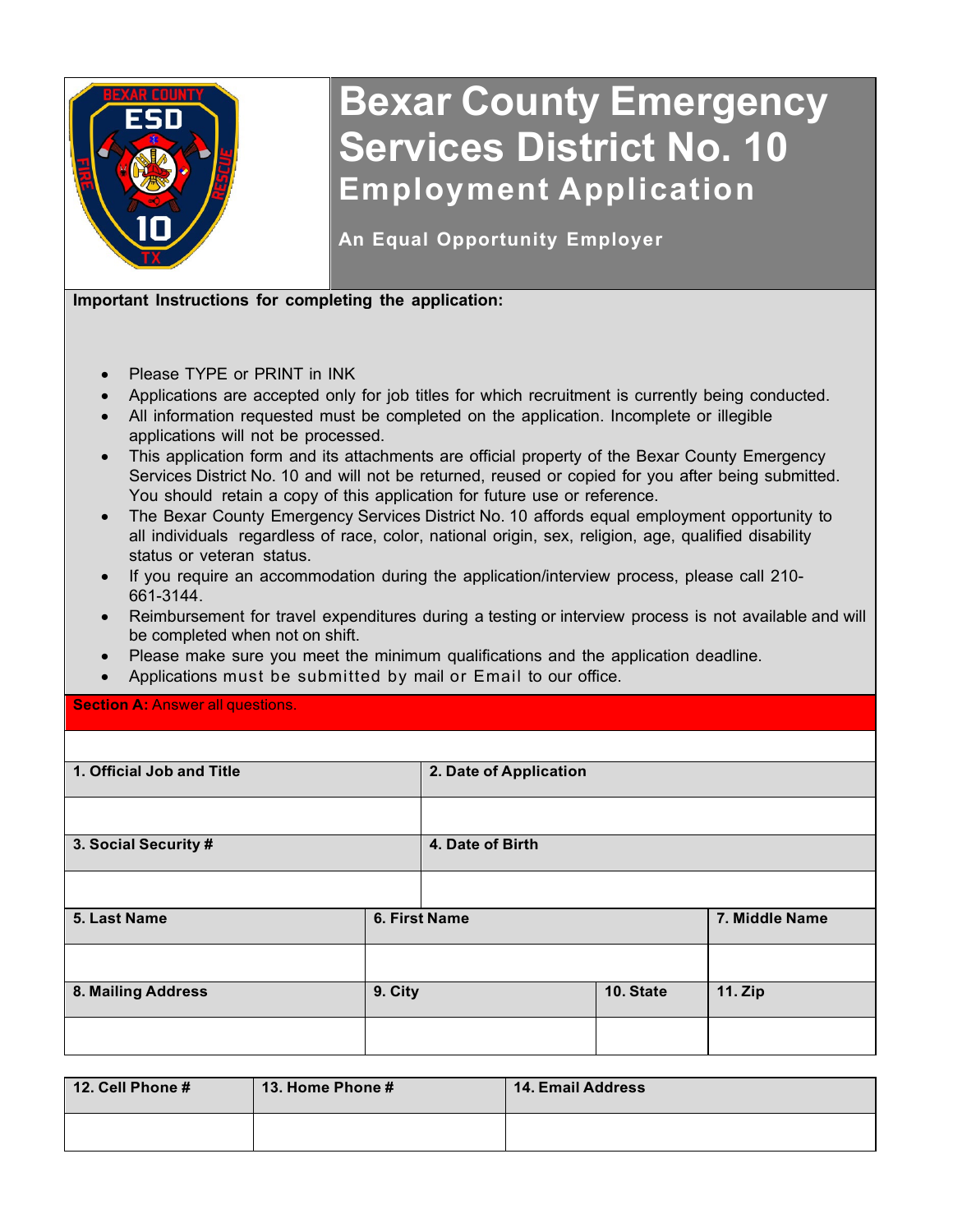# Bexar County Emergency Services District No. 10

## Employment Application

**An Equal Opportunity Employer**

**Important Instructions for completing the application:**

- Please TYPE or PRINT in INK
- Applications are accepted only for job titles for which recruitment is currently being conducted.
- All information requested must be completed on the application. Incomplete or illegible applications will not be processed.
- This application form and its attachments are official property of the Bexar County Emergency Services District No. 10 and will not be returned, reused or copied for you after being submitted. You should retain a copy of this application for future use or reference.
- The Bexar County Emergency Services District No. 10 affords equal employment opportunity to all individuals regardless of race, color, national origin, sex, religion, age, qualified disability status or veteran status.
- If you require an accommodation during the application/interview process, please call 210-661-3144.
- Reimbursement for travel expenditures during a testing or interview process is not available and will be completed when not on shift.
- Please make sure you meet the minimum qualifications and the application deadline.
- Applications must be submitted by mail or Email to our office.

**Section A:** Answer all questions.

| 1. Official Job and Title | 2. Date of Application |
|---|---|
| | |
| **3. Social Security #** | **4. Date of Birth** |
| | |

| 5. Last Name | 6. First Name | | 7. Middle Name |
|---|---|---|---|
| | | | |
| **8. Mailing Address** | **9. City** | **10. State** | **11. Zip** |
| | | | |

| 12. Cell Phone # | 13. Home Phone # | 14. Email Address |
|---|---|---|
| | | |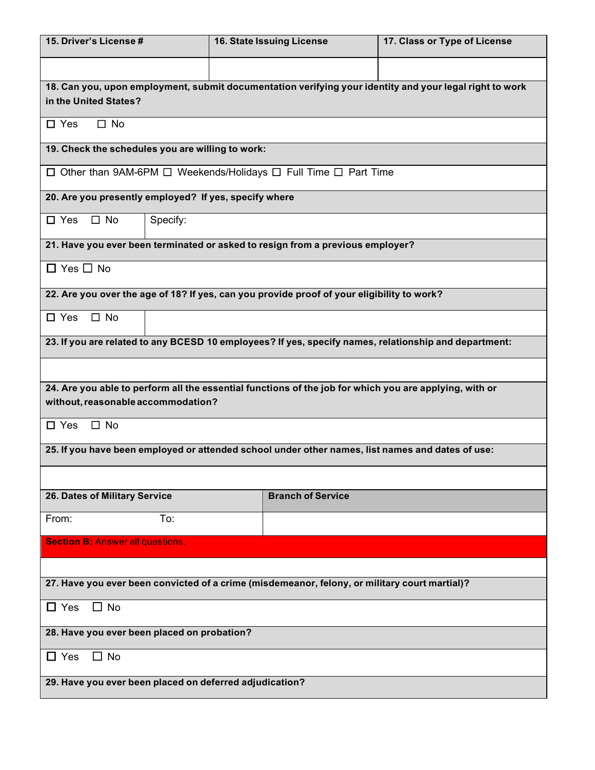| 15. Driver's License # | 16. State Issuing License | 17. Class or Type of License |
|---|---|---|
| | | |

**18. Can you, upon employment, submit documentation verifying your identity and your legal right to work in the United States?**

☐ Yes ☐ No

**19. Check the schedules you are willing to work:**

☐ Other than 9AM-6PM ☐ Weekends/Holidays ☐ Full Time ☐ Part Time

**20. Are you presently employed? If yes, specify where**

| ☐ Yes ☐ No | Specify: |
|---|---|

**21. Have you ever been terminated or asked to resign from a previous employer?**

☐ Yes ☐ No

**22. Are you over the age of 18? If yes, can you provide proof of your eligibility to work?**

☐ Yes ☐ No

**23. If you are related to any BCESD 10 employees? If yes, specify names, relationship and department:**

**24. Are you able to perform all the essential functions of the job for which you are applying, with or without, reasonable accommodation?**

☐ Yes ☐ No

**25. If you have been employed or attended school under other names, list names and dates of use:**

| 26. Dates of Military Service | Branch of Service |
|---|---|
| From: To: | |

**Section B:** Answer all questions.

**27. Have you ever been convicted of a crime (misdemeanor, felony, or military court martial)?**

☐ Yes ☐ No

**28. Have you ever been placed on probation?**

☐ Yes ☐ No

**29. Have you ever been placed on deferred adjudication?**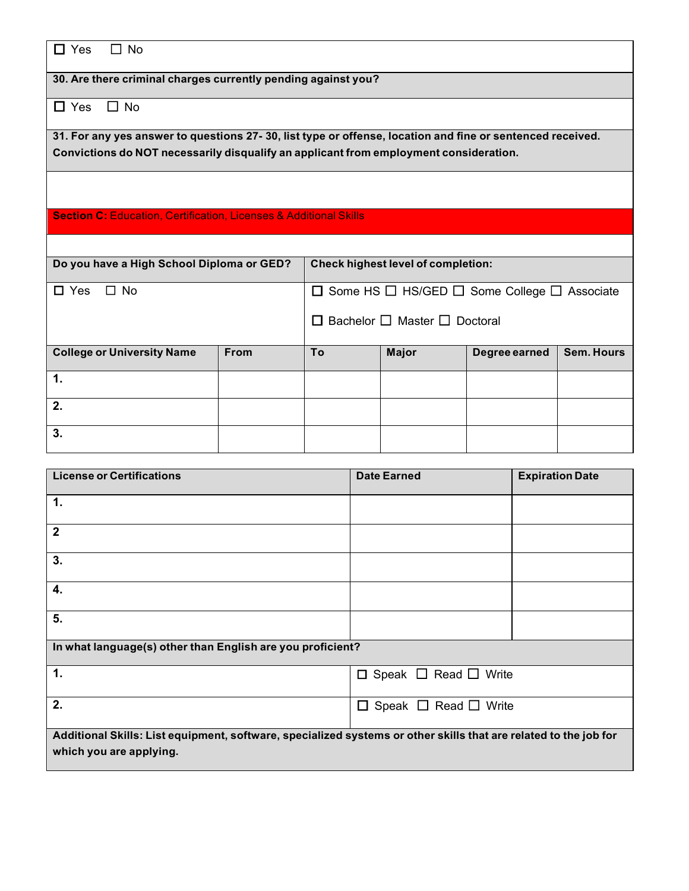☐ Yes ☐ No

**30. Are there criminal charges currently pending against you?**

☐ Yes ☐ No

**31. For any yes answer to questions 27- 30, list type or offense, location and fine or sentenced received. Convictions do NOT necessarily disqualify an applicant from employment consideration.**

## Section C: Education, Certification, Licenses & Additional Skills

| Do you have a High School Diploma or GED? | Check highest level of completion: |
|---|---|
| ☐ Yes ☐ No | ☐ Some HS ☐ HS/GED ☐ Some College ☐ Associate ☐ Bachelor ☐ Master ☐ Doctoral |

| College or University Name | From | To | Major | Degree earned | Sem. Hours |
|---|---|---|---|---|---|
| 1. | | | | | |
| 2. | | | | | |
| 3. | | | | | |

| License or Certifications | Date Earned | Expiration Date |
|---|---|---|
| 1. | | |
| 2 | | |
| 3. | | |
| 4. | | |
| 5. | | |

**In what language(s) other than English are you proficient?**

| | |
|---|---|
| 1. | ☐ Speak ☐ Read ☐ Write |
| 2. | ☐ Speak ☐ Read ☐ Write |

**Additional Skills: List equipment, software, specialized systems or other skills that are related to the job for which you are applying.**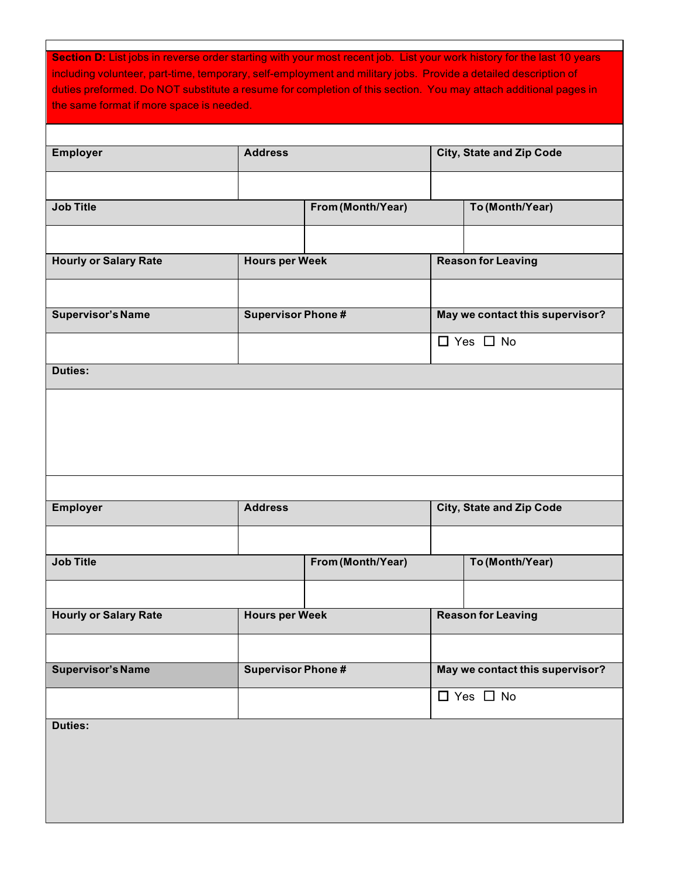**Section D:** List jobs in reverse order starting with your most recent job. List your work history for the last 10 years including volunteer, part-time, temporary, self-employment and military jobs. Provide a detailed description of duties preformed. Do NOT substitute a resume for completion of this section. You may attach additional pages in the same format if more space is needed.

| Employer | Address | City, State and Zip Code |
|---|---|---|
| | | |

| Job Title | From (Month/Year) | To (Month/Year) |
|---|---|---|
| | | |

| Hourly or Salary Rate | Hours per Week | Reason for Leaving |
|---|---|---|
| | | |

| Supervisor's Name | Supervisor Phone # | May we contact this supervisor? |
|---|---|---|
| | | ☐ Yes ☐ No |

**Duties:**

| Employer | Address | City, State and Zip Code |
|---|---|---|
| | | |

| Job Title | From (Month/Year) | To (Month/Year) |
|---|---|---|
| | | |

| Hourly or Salary Rate | Hours per Week | Reason for Leaving |
|---|---|---|
| | | |

| Supervisor's Name | Supervisor Phone # | May we contact this supervisor? |
|---|---|---|
| | | ☐ Yes ☐ No |

**Duties:**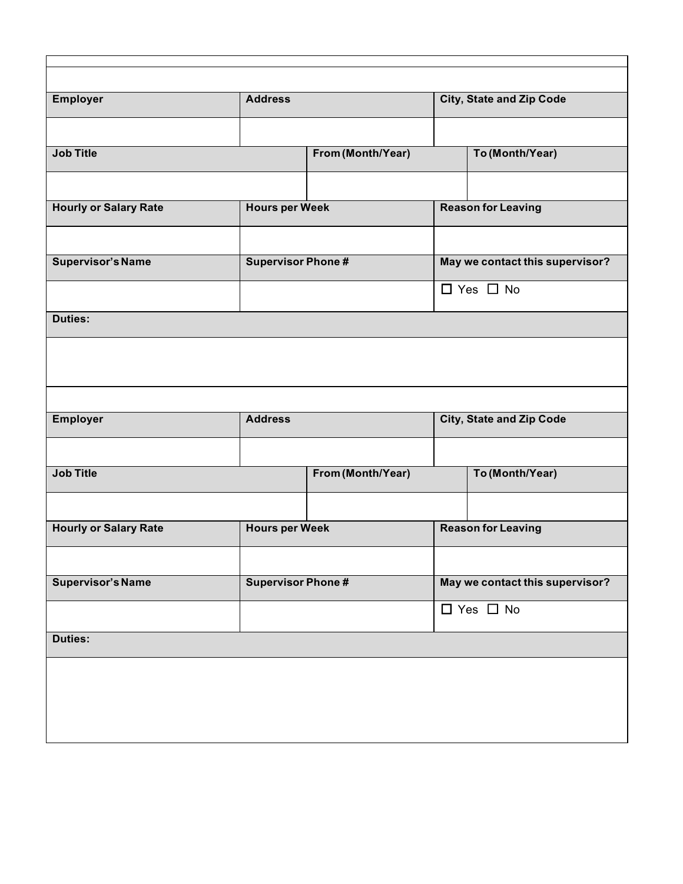| Employer | Address | City, State and Zip Code |
| --- | --- | --- |
| | | |

| Job Title | From (Month/Year) | To (Month/Year) |
| --- | --- | --- |
| | | |

| Hourly or Salary Rate | Hours per Week | Reason for Leaving |
| --- | --- | --- |
| | | |

| Supervisor's Name | Supervisor Phone # | May we contact this supervisor? |
| --- | --- | --- |
| | | ☐ Yes ☐ No |

| Duties: |
| --- |
| |

| Employer | Address | City, State and Zip Code |
| --- | --- | --- |
| | | |

| Job Title | From (Month/Year) | To (Month/Year) |
| --- | --- | --- |
| | | |

| Hourly or Salary Rate | Hours per Week | Reason for Leaving |
| --- | --- | --- |
| | | |

| Supervisor's Name | Supervisor Phone # | May we contact this supervisor? |
| --- | --- | --- |
| | | ☐ Yes ☐ No |

| Duties: |
| --- |
| |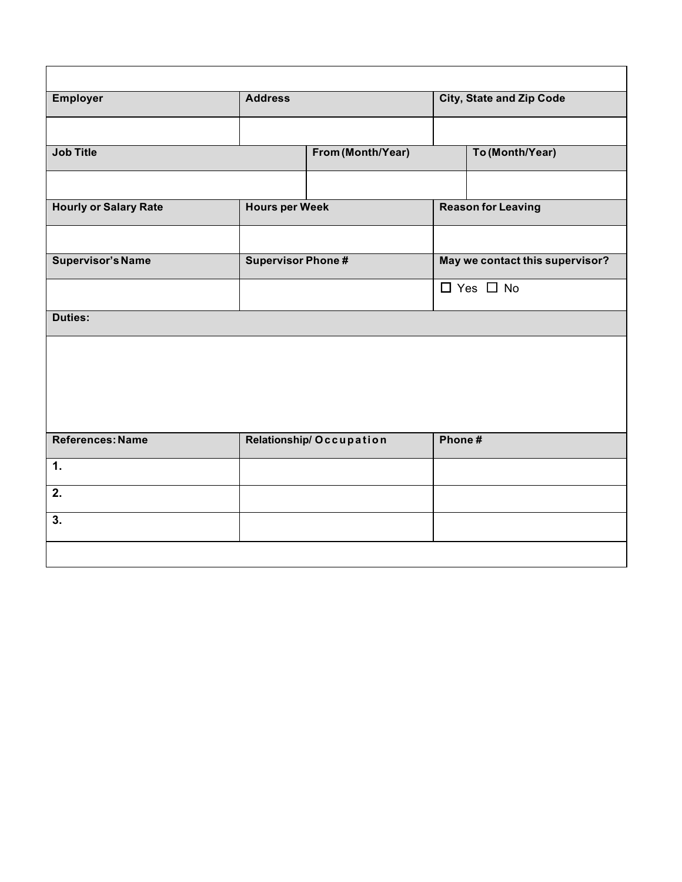| Employer | Address | City, State and Zip Code |
| --- | --- | --- |
| | | |

| Job Title | From (Month/Year) | To (Month/Year) |
| --- | --- | --- |
| | | |

| Hourly or Salary Rate | Hours per Week | Reason for Leaving |
| --- | --- | --- |
| | | |

| Supervisor's Name | Supervisor Phone # | May we contact this supervisor? |
| --- | --- | --- |
| | | ☐ Yes ☐ No |

| Duties: |
| --- |
| |

| References: Name | Relationship/ Occupation | Phone # |
| --- | --- | --- |
| 1. | | |
| 2. | | |
| 3. | | |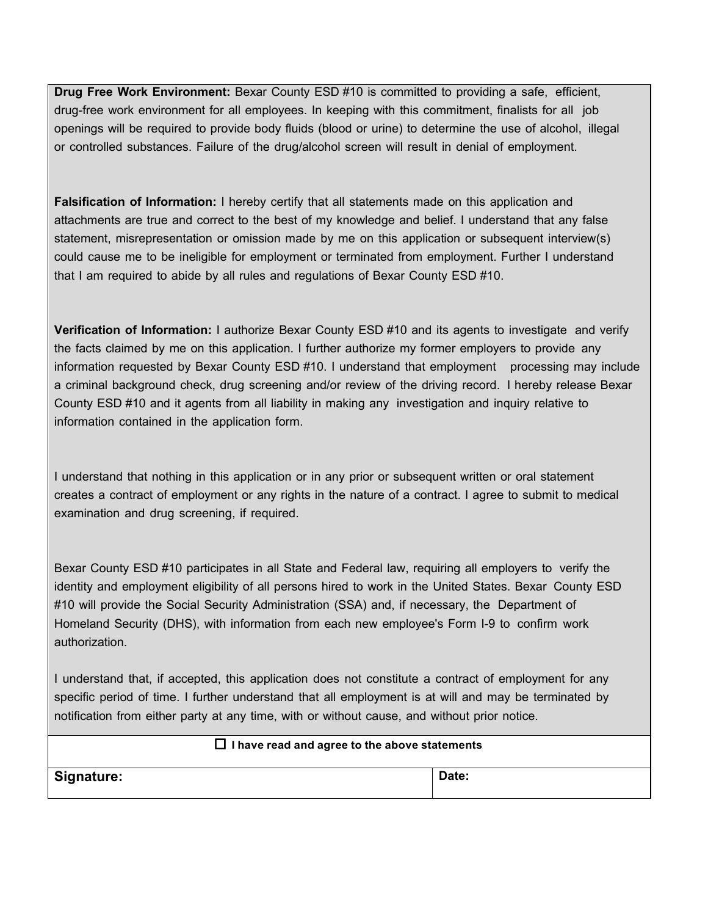**Drug Free Work Environment:** Bexar County ESD #10 is committed to providing a safe, efficient, drug-free work environment for all employees. In keeping with this commitment, finalists for all job openings will be required to provide body fluids (blood or urine) to determine the use of alcohol, illegal or controlled substances. Failure of the drug/alcohol screen will result in denial of employment.

**Falsification of Information:** I hereby certify that all statements made on this application and attachments are true and correct to the best of my knowledge and belief. I understand that any false statement, misrepresentation or omission made by me on this application or subsequent interview(s) could cause me to be ineligible for employment or terminated from employment. Further I understand that I am required to abide by all rules and regulations of Bexar County ESD #10.

**Verification of Information:** I authorize Bexar County ESD #10 and its agents to investigate and verify the facts claimed by me on this application. I further authorize my former employers to provide any information requested by Bexar County ESD #10. I understand that employment processing may include a criminal background check, drug screening and/or review of the driving record. I hereby release Bexar County ESD #10 and it agents from all liability in making any investigation and inquiry relative to information contained in the application form.

I understand that nothing in this application or in any prior or subsequent written or oral statement creates a contract of employment or any rights in the nature of a contract. I agree to submit to medical examination and drug screening, if required.

Bexar County ESD #10 participates in all State and Federal law, requiring all employers to verify the identity and employment eligibility of all persons hired to work in the United States. Bexar County ESD #10 will provide the Social Security Administration (SSA) and, if necessary, the Department of Homeland Security (DHS), with information from each new employee's Form I-9 to confirm work authorization.

I understand that, if accepted, this application does not constitute a contract of employment for any specific period of time. I further understand that all employment is at will and may be terminated by notification from either party at any time, with or without cause, and without prior notice.

☐ **I have read and agree to the above statements**

| **Signature:** | **Date:** |
| --- | --- |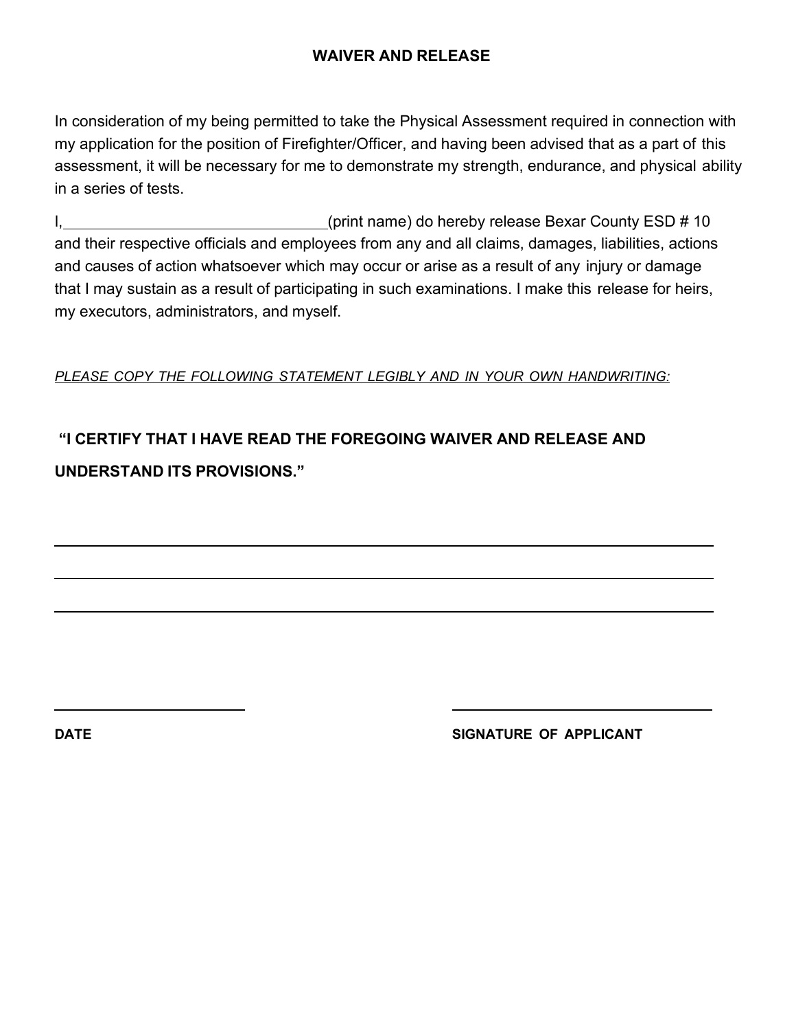## WAIVER AND RELEASE

In consideration of my being permitted to take the Physical Assessment required in connection with my application for the position of Firefighter/Officer, and having been advised that as a part of this assessment, it will be necessary for me to demonstrate my strength, endurance, and physical ability in a series of tests.

I,______________________________(print name) do hereby release Bexar County ESD # 10 and their respective officials and employees from any and all claims, damages, liabilities, actions and causes of action whatsoever which may occur or arise as a result of any injury or damage that I may sustain as a result of participating in such examinations. I make this release for heirs, my executors, administrators, and myself.

*PLEASE COPY THE FOLLOWING STATEMENT LEGIBLY AND IN YOUR OWN HANDWRITING:*

**"I CERTIFY THAT I HAVE READ THE FOREGOING WAIVER AND RELEASE AND UNDERSTAND ITS PROVISIONS."**

______________________________________________________________________________

______________________________________________________________________________

______________________________________________________________________________

______________________ ______________________________

**DATE** **SIGNATURE OF APPLICANT**